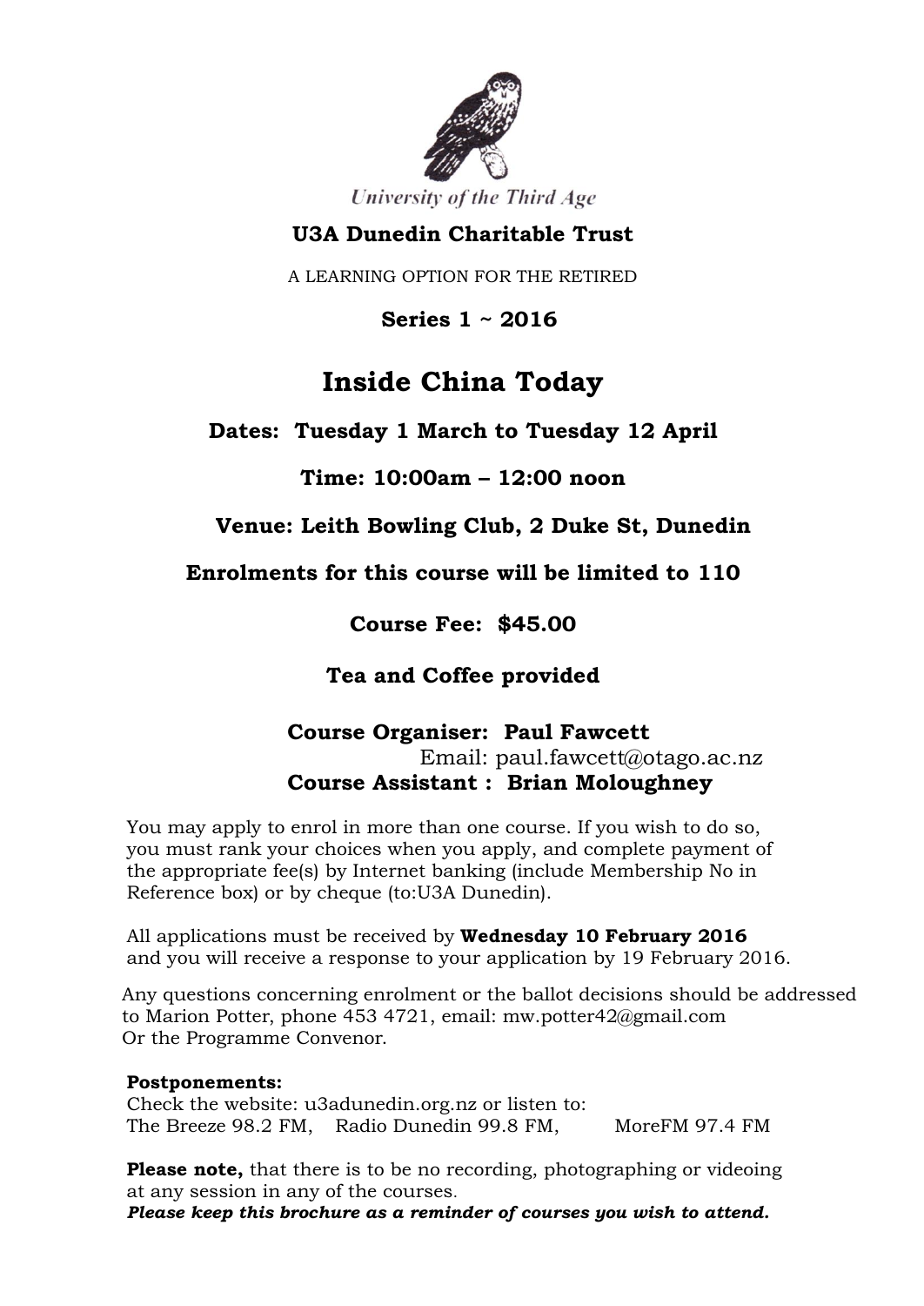University of the Third Age

**U3A Dunedin Charitable Trust**

A LEARNING OPTION FOR THE RETIRED

**Series 1 ~ 2016**

# Inside China Today

**Dates: Tuesday 1 March to Tuesday 12 April**

**Time: 10:00am – 12:00 noon**

**Venue: Leith Bowling Club, 2 Duke St, Dunedin**

**Enrolments for this course will be limited to 110**

**Course Fee: $45.00**

**Tea and Coffee provided**

**Course Organiser: Paul Fawcett**
Email: paul.fawcett@otago.ac.nz
**Course Assistant : Brian Moloughney**

You may apply to enrol in more than one course. If you wish to do so, you must rank your choices when you apply, and complete payment of the appropriate fee(s) by Internet banking (include Membership No in Reference box) or by cheque (to:U3A Dunedin).

All applications must be received by **Wednesday 10 February 2016** and you will receive a response to your application by 19 February 2016.

Any questions concerning enrolment or the ballot decisions should be addressed to Marion Potter, phone 453 4721, email: mw.potter42@gmail.com Or the Programme Convenor.

**Postponements:**
Check the website: u3adunedin.org.nz or listen to:
The Breeze 98.2 FM, Radio Dunedin 99.8 FM, MoreFM 97.4 FM

**Please note,** that there is to be no recording, photographing or videoing at any session in any of the courses.
***Please keep this brochure as a reminder of courses you wish to attend.***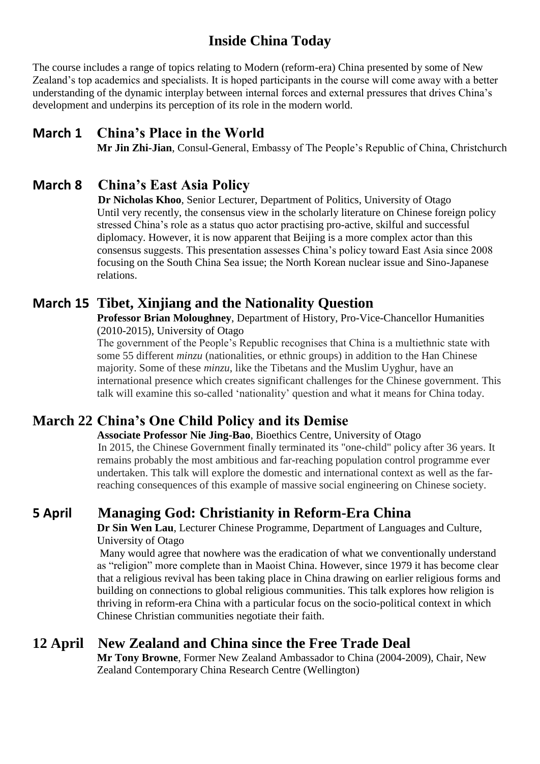# Inside China Today

The course includes a range of topics relating to Modern (reform-era) China presented by some of New Zealand's top academics and specialists. It is hoped participants in the course will come away with a better understanding of the dynamic interplay between internal forces and external pressures that drives China's development and underpins its perception of its role in the modern world.

## March 1 China's Place in the World

**Mr Jin Zhi-Jian**, Consul-General, Embassy of The People's Republic of China, Christchurch

## March 8 China's East Asia Policy

**Dr Nicholas Khoo**, Senior Lecturer, Department of Politics, University of Otago

Until very recently, the consensus view in the scholarly literature on Chinese foreign policy stressed China's role as a status quo actor practising pro-active, skilful and successful diplomacy. However, it is now apparent that Beijing is a more complex actor than this consensus suggests. This presentation assesses China's policy toward East Asia since 2008 focusing on the South China Sea issue; the North Korean nuclear issue and Sino-Japanese relations.

## March 15 Tibet, Xinjiang and the Nationality Question

**Professor Brian Moloughney**, Department of History, Pro-Vice-Chancellor Humanities (2010-2015), University of Otago

The government of the People's Republic recognises that China is a multiethnic state with some 55 different *minzu* (nationalities, or ethnic groups) in addition to the Han Chinese majority. Some of these *minzu*, like the Tibetans and the Muslim Uyghur, have an international presence which creates significant challenges for the Chinese government. This talk will examine this so-called 'nationality' question and what it means for China today.

## March 22 China's One Child Policy and its Demise

**Associate Professor Nie Jing-Bao**, Bioethics Centre, University of Otago

In 2015, the Chinese Government finally terminated its "one-child" policy after 36 years. It remains probably the most ambitious and far-reaching population control programme ever undertaken. This talk will explore the domestic and international context as well as the far-reaching consequences of this example of massive social engineering on Chinese society.

## 5 April Managing God: Christianity in Reform-Era China

**Dr Sin Wen Lau**, Lecturer Chinese Programme, Department of Languages and Culture, University of Otago

Many would agree that nowhere was the eradication of what we conventionally understand as "religion" more complete than in Maoist China. However, since 1979 it has become clear that a religious revival has been taking place in China drawing on earlier religious forms and building on connections to global religious communities. This talk explores how religion is thriving in reform-era China with a particular focus on the socio-political context in which Chinese Christian communities negotiate their faith.

## 12 April New Zealand and China since the Free Trade Deal

**Mr Tony Browne**, Former New Zealand Ambassador to China (2004-2009), Chair, New Zealand Contemporary China Research Centre (Wellington)